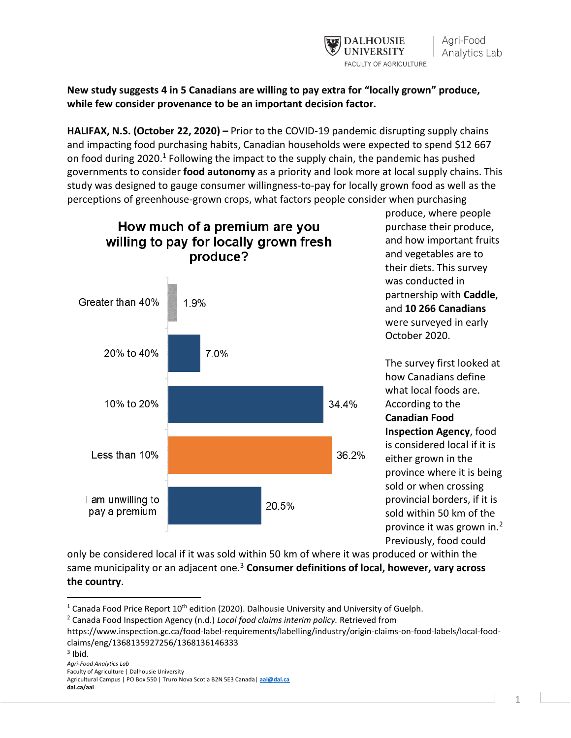**New study suggests 4 in 5 Canadians are willing to pay extra for "locally grown" produce, while few consider provenance to be an important decision factor.**

**HALIFAX, N.S. (October 22, 2020) –** Prior to the COVID-19 pandemic disrupting supply chains and impacting food purchasing habits, Canadian households were expected to spend $12 667 on food during 2020.[1] Following the impact to the supply chain, the pandemic has pushed governments to consider **food autonomy** as a priority and look more at local supply chains. This study was designed to gauge consumer willingness-to-pay for locally grown food as well as the perceptions of greenhouse-grown crops, what factors people consider when purchasing produce, where people purchase their produce, and how important fruits and vegetables are to their diets. This survey was conducted in partnership with **Caddle**, and **10 266 Canadians** were surveyed in early October 2020.

**How much of a premium are you willing to pay for locally grown fresh produce?**

| Response | Percentage |
| --- | --- |
| Greater than 40% | 1.9% |
| 20% to 40% | 7.0% |
| 10% to 20% | 34.4% |
| Less than 10% | 36.2% |
| I am unwilling to pay a premium | 20.5% |

The survey first looked at how Canadians define what local foods are. According to the **Canadian Food Inspection Agency**, food is considered local if it is either grown in the province where it is being sold or when crossing provincial borders, if it is sold within 50 km of the province it was grown in.[2] Previously, food could only be considered local if it was sold within 50 km of where it was produced or within the same municipality or an adjacent one.[3] **Consumer definitions of local, however, vary across the country**.

---

[1] Canada Food Price Report 10th edition (2020). Dalhousie University and University of Guelph.

[2] Canada Food Inspection Agency (n.d.) *Local food claims interim policy.* Retrieved from https://www.inspection.gc.ca/food-label-requirements/labelling/industry/origin-claims-on-food-labels/local-food-claims/eng/1368135927256/1368136146333

[3] Ibid.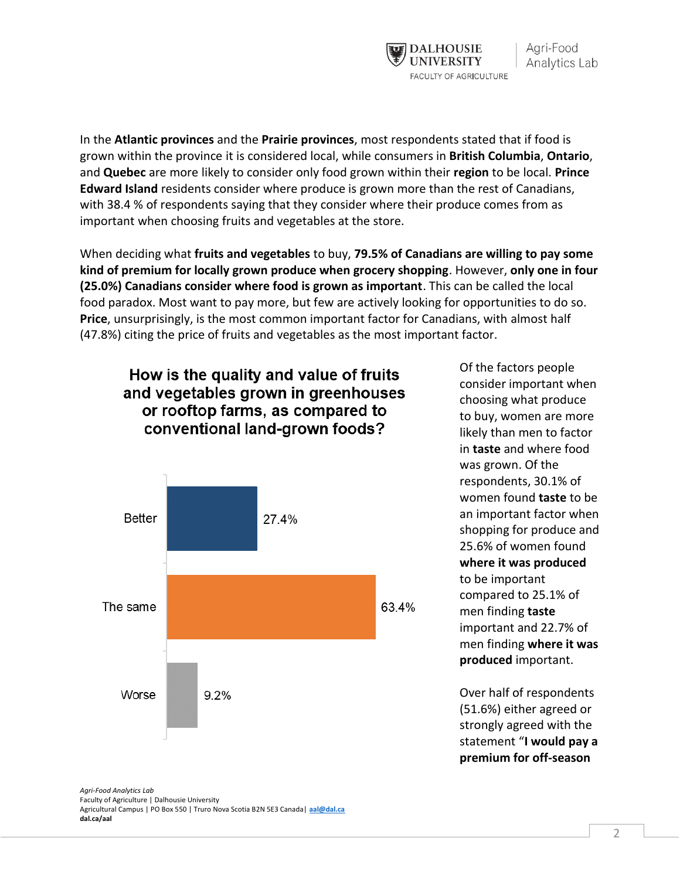In the **Atlantic provinces** and the **Prairie provinces**, most respondents stated that if food is grown within the province it is considered local, while consumers in **British Columbia**, **Ontario**, and **Quebec** are more likely to consider only food grown within their **region** to be local. **Prince Edward Island** residents consider where produce is grown more than the rest of Canadians, with 38.4 % of respondents saying that they consider where their produce comes from as important when choosing fruits and vegetables at the store.

When deciding what **fruits and vegetables** to buy, **79.5% of Canadians are willing to pay some kind of premium for locally grown produce when grocery shopping**. However, **only one in four (25.0%) Canadians consider where food is grown as important**. This can be called the local food paradox. Most want to pay more, but few are actively looking for opportunities to do so. **Price**, unsurprisingly, is the most common important factor for Canadians, with almost half (47.8%) citing the price of fruits and vegetables as the most important factor.

**How is the quality and value of fruits and vegetables grown in greenhouses or rooftop farms, as compared to conventional land-grown foods?**

| Response | Percentage |
|---|---|
| Better | 27.4% |
| The same | 63.4% |
| Worse | 9.2% |

Of the factors people consider important when choosing what produce to buy, women are more likely than men to factor in **taste** and where food was grown. Of the respondents, 30.1% of women found **taste** to be an important factor when shopping for produce and 25.6% of women found **where it was produced** to be important compared to 25.1% of men finding **taste** important and 22.7% of men finding **where it was produced** important.

Over half of respondents (51.6%) either agreed or strongly agreed with the statement "**I would pay a premium for off-season**

*Agri-Food Analytics Lab*
Faculty of Agriculture | Dalhousie University
Agricultural Campus | PO Box 550 | Truro Nova Scotia B2N 5E3 Canada| aal@dal.ca
**dal.ca/aal**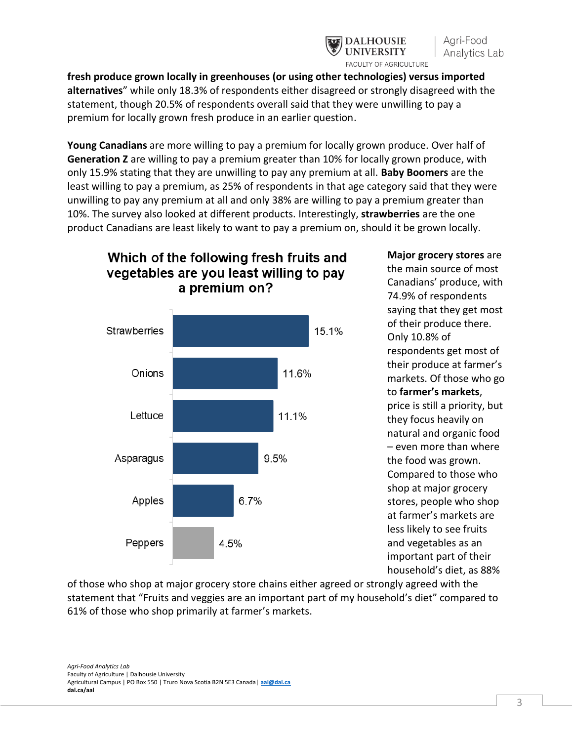**fresh produce grown locally in greenhouses (or using other technologies) versus imported alternatives**" while only 18.3% of respondents either disagreed or strongly disagreed with the statement, though 20.5% of respondents overall said that they were unwilling to pay a premium for locally grown fresh produce in an earlier question.

**Young Canadians** are more willing to pay a premium for locally grown produce. Over half of **Generation Z** are willing to pay a premium greater than 10% for locally grown produce, with only 15.9% stating that they are unwilling to pay any premium at all. **Baby Boomers** are the least willing to pay a premium, as 25% of respondents in that age category said that they were unwilling to pay any premium at all and only 38% are willing to pay a premium greater than 10%. The survey also looked at different products. Interestingly, **strawberries** are the one product Canadians are least likely to want to pay a premium on, should it be grown locally.

**Which of the following fresh fruits and vegetables are you least willing to pay a premium on?**

| Product | Percentage |
|---|---|
| Strawberries | 15.1% |
| Onions | 11.6% |
| Lettuce | 11.1% |
| Asparagus | 9.5% |
| Apples | 6.7% |
| Peppers | 4.5% |

**Major grocery stores** are the main source of most Canadians' produce, with 74.9% of respondents saying that they get most of their produce there. Only 10.8% of respondents get most of their produce at farmer's markets. Of those who go to **farmer's markets**, price is still a priority, but they focus heavily on natural and organic food – even more than where the food was grown. Compared to those who shop at major grocery stores, people who shop at farmer's markets are less likely to see fruits and vegetables as an important part of their household's diet, as 88% of those who shop at major grocery store chains either agreed or strongly agreed with the statement that "Fruits and veggies are an important part of my household's diet" compared to 61% of those who shop primarily at farmer's markets.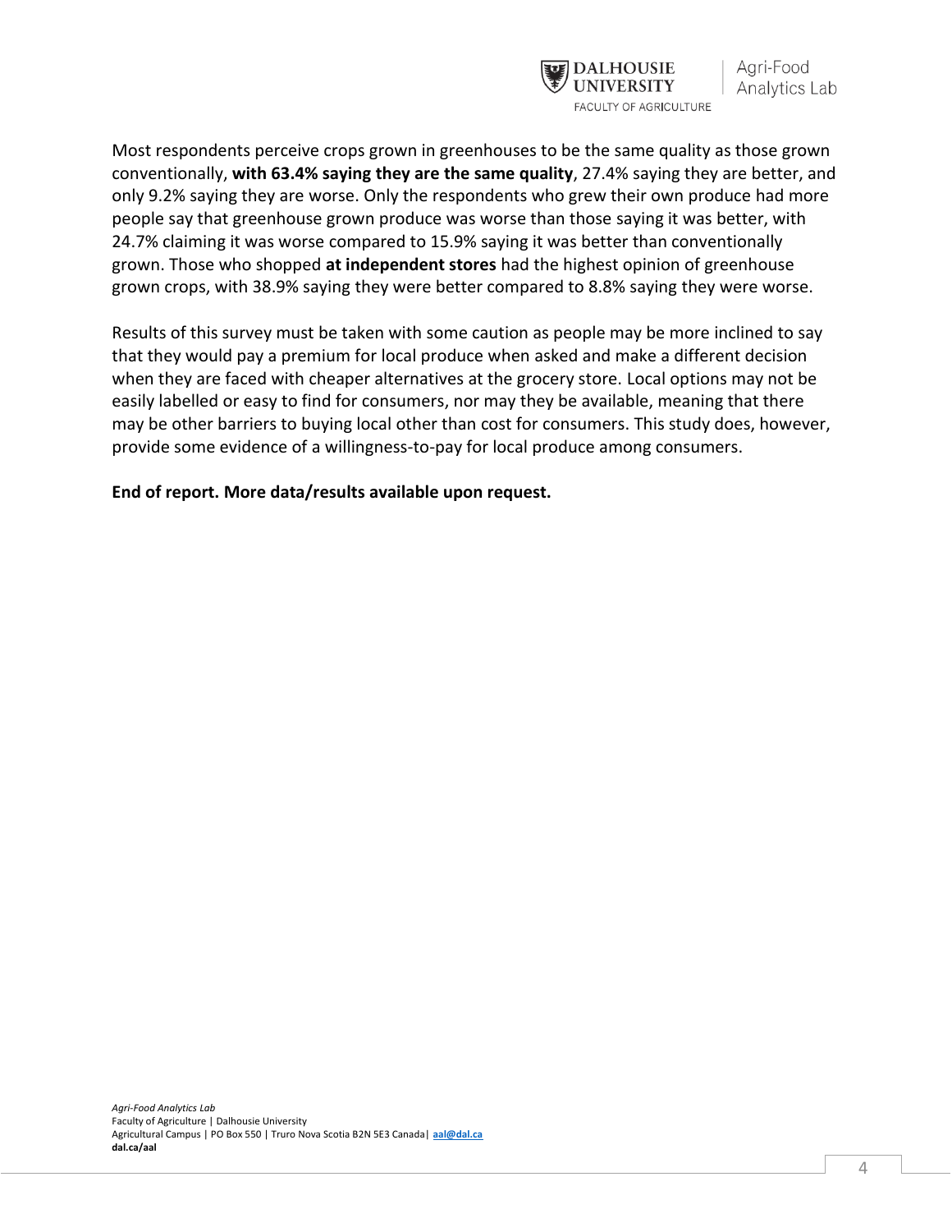Most respondents perceive crops grown in greenhouses to be the same quality as those grown conventionally, **with 63.4% saying they are the same quality**, 27.4% saying they are better, and only 9.2% saying they are worse. Only the respondents who grew their own produce had more people say that greenhouse grown produce was worse than those saying it was better, with 24.7% claiming it was worse compared to 15.9% saying it was better than conventionally grown. Those who shopped **at independent stores** had the highest opinion of greenhouse grown crops, with 38.9% saying they were better compared to 8.8% saying they were worse.

Results of this survey must be taken with some caution as people may be more inclined to say that they would pay a premium for local produce when asked and make a different decision when they are faced with cheaper alternatives at the grocery store. Local options may not be easily labelled or easy to find for consumers, nor may they be available, meaning that there may be other barriers to buying local other than cost for consumers. This study does, however, provide some evidence of a willingness-to-pay for local produce among consumers.

**End of report. More data/results available upon request.**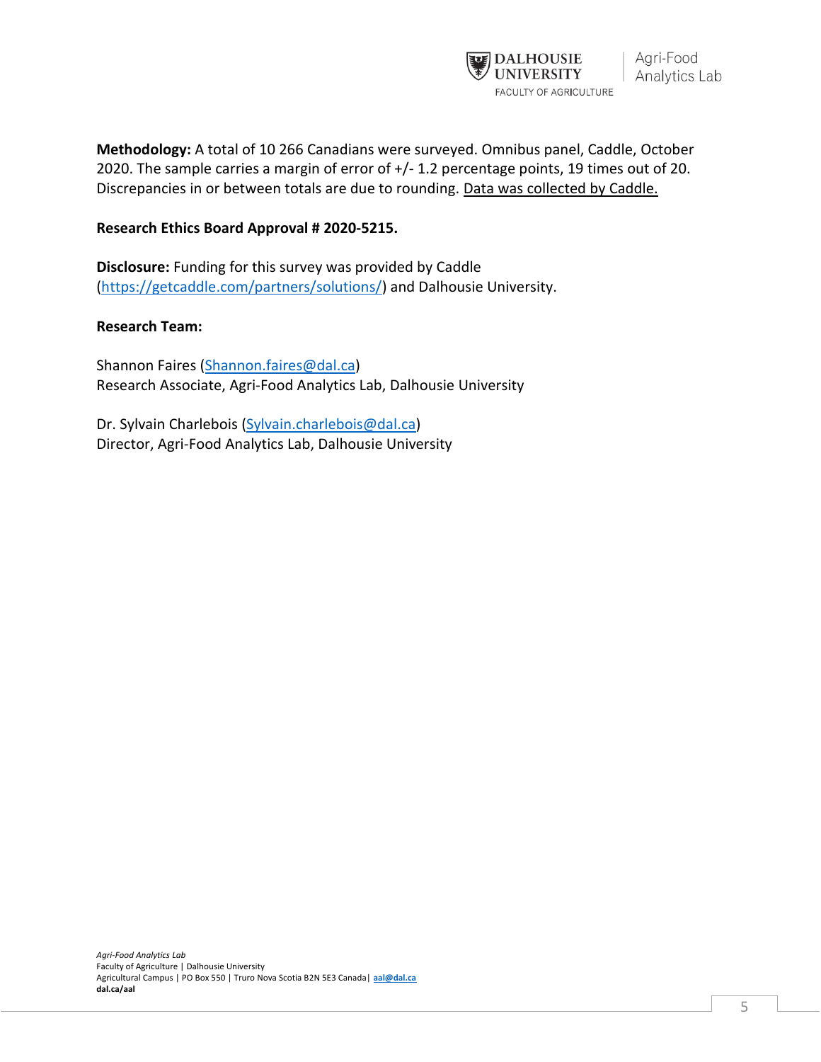**Methodology:** A total of 10 266 Canadians were surveyed. Omnibus panel, Caddle, October 2020. The sample carries a margin of error of +/- 1.2 percentage points, 19 times out of 20. Discrepancies in or between totals are due to rounding. Data was collected by Caddle.

**Research Ethics Board Approval # 2020-5215.**

**Disclosure:** Funding for this survey was provided by Caddle (https://getcaddle.com/partners/solutions/) and Dalhousie University.

**Research Team:**

Shannon Faires (Shannon.faires@dal.ca)
Research Associate, Agri-Food Analytics Lab, Dalhousie University

Dr. Sylvain Charlebois (Sylvain.charlebois@dal.ca)
Director, Agri-Food Analytics Lab, Dalhousie University